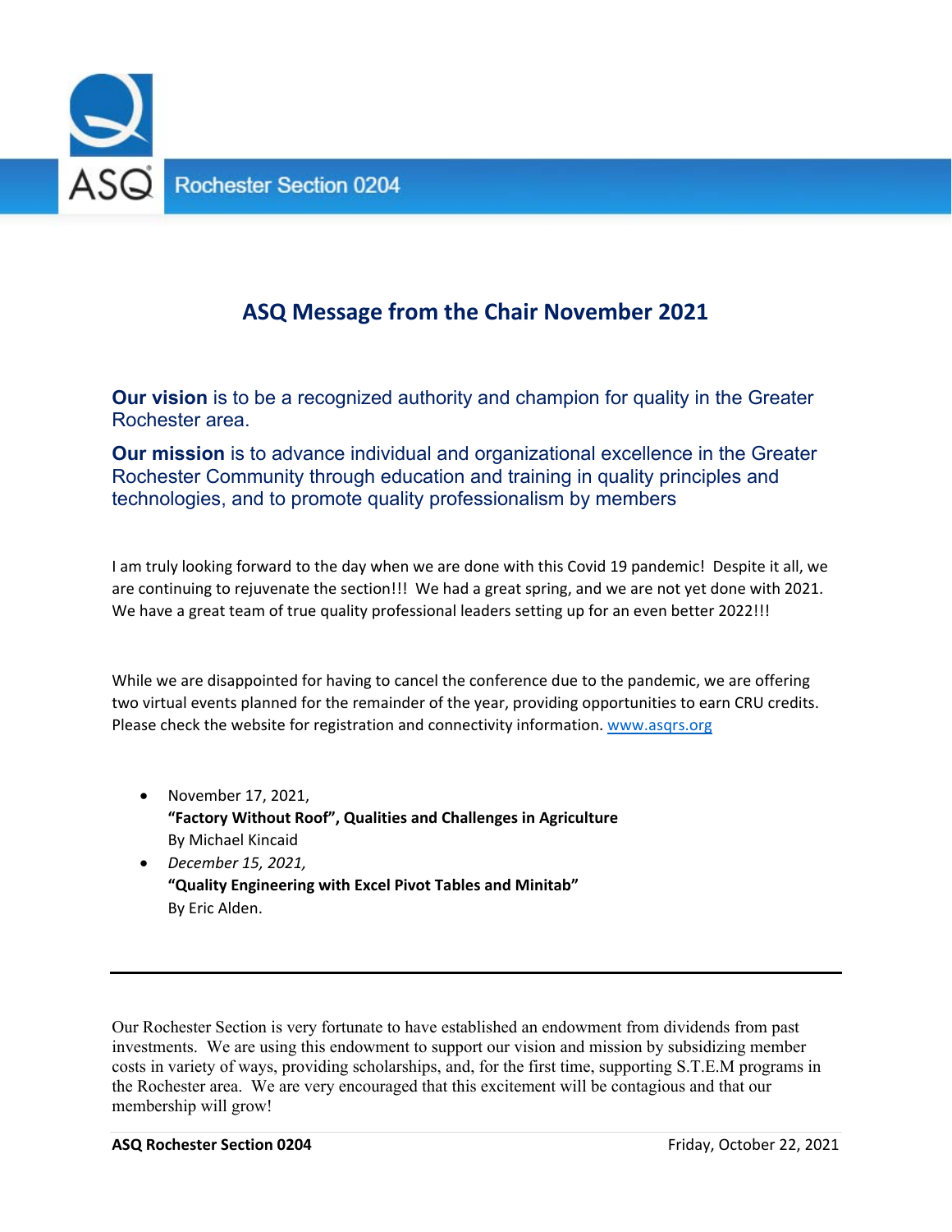ASQ Rochester Section 0204

# ASQ Message from the Chair November 2021

**Our vision** is to be a recognized authority and champion for quality in the Greater Rochester area.

**Our mission** is to advance individual and organizational excellence in the Greater Rochester Community through education and training in quality principles and technologies, and to promote quality professionalism by members

I am truly looking forward to the day when we are done with this Covid 19 pandemic! Despite it all, we are continuing to rejuvenate the section!!! We had a great spring, and we are not yet done with 2021. We have a great team of true quality professional leaders setting up for an even better 2022!!!

While we are disappointed for having to cancel the conference due to the pandemic, we are offering two virtual events planned for the remainder of the year, providing opportunities to earn CRU credits. Please check the website for registration and connectivity information. [www.asqrs.org](www.asqrs.org)

- November 17, 2021,
  **"Factory Without Roof", Qualities and Challenges in Agriculture**
  By Michael Kincaid
- *December 15, 2021,*
  **"Quality Engineering with Excel Pivot Tables and Minitab"**
  By Eric Alden.

---

Our Rochester Section is very fortunate to have established an endowment from dividends from past investments. We are using this endowment to support our vision and mission by subsidizing member costs in variety of ways, providing scholarships, and, for the first time, supporting S.T.E.M programs in the Rochester area. We are very encouraged that this excitement will be contagious and that our membership will grow!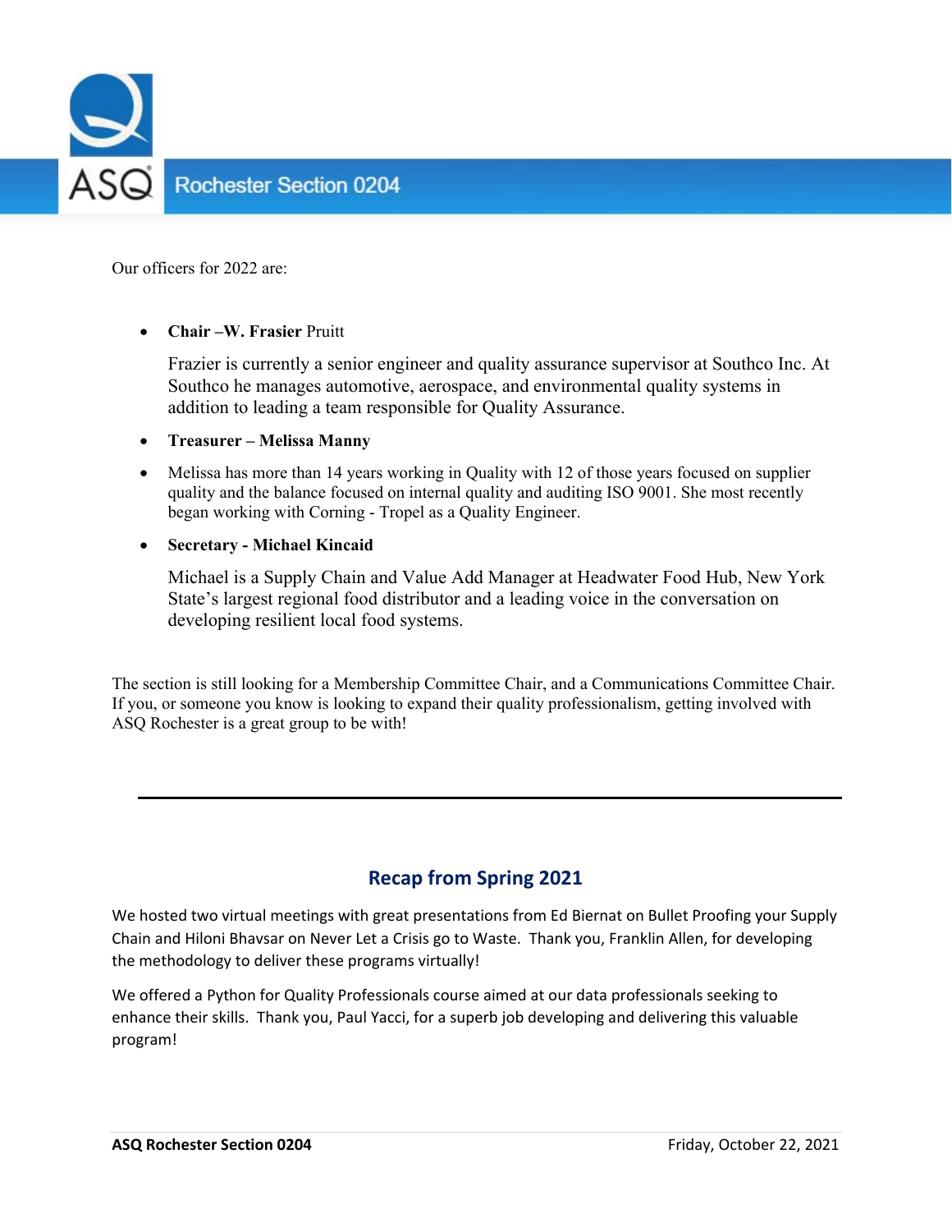Our officers for 2022 are:

- **Chair –W. Frasier** Pruitt

  Frazier is currently a senior engineer and quality assurance supervisor at Southco Inc. At Southco he manages automotive, aerospace, and environmental quality systems in addition to leading a team responsible for Quality Assurance.

- **Treasurer – Melissa Manny**
- Melissa has more than 14 years working in Quality with 12 of those years focused on supplier quality and the balance focused on internal quality and auditing ISO 9001. She most recently began working with Corning - Tropel as a Quality Engineer.
- **Secretary - Michael Kincaid**

  Michael is a Supply Chain and Value Add Manager at Headwater Food Hub, New York State's largest regional food distributor and a leading voice in the conversation on developing resilient local food systems.

The section is still looking for a Membership Committee Chair, and a Communications Committee Chair. If you, or someone you know is looking to expand their quality professionalism, getting involved with ASQ Rochester is a great group to be with!

---

## Recap from Spring 2021

We hosted two virtual meetings with great presentations from Ed Biernat on Bullet Proofing your Supply Chain and Hiloni Bhavsar on Never Let a Crisis go to Waste. Thank you, Franklin Allen, for developing the methodology to deliver these programs virtually!

We offered a Python for Quality Professionals course aimed at our data professionals seeking to enhance their skills. Thank you, Paul Yacci, for a superb job developing and delivering this valuable program!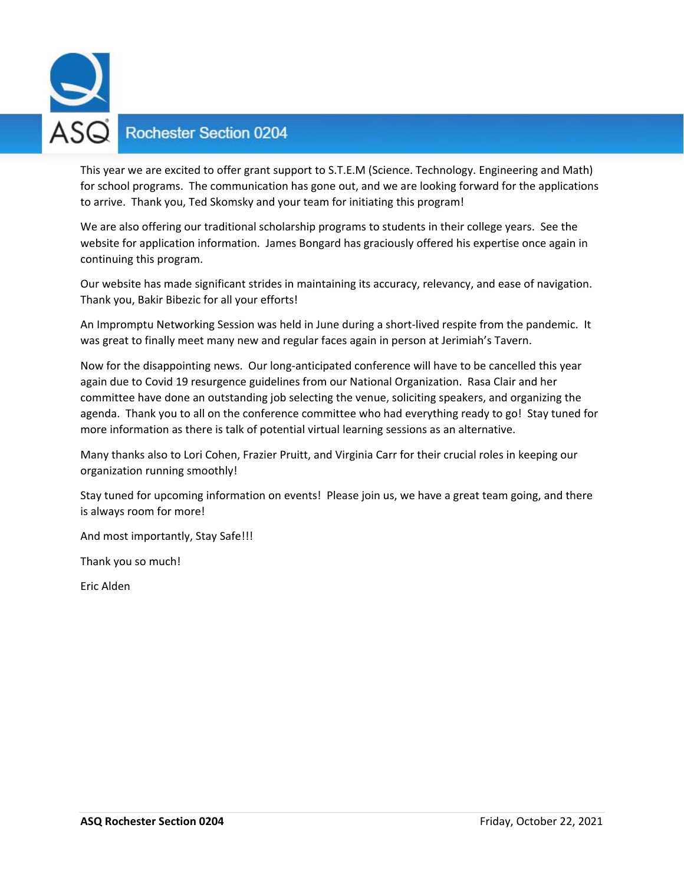This year we are excited to offer grant support to S.T.E.M (Science. Technology. Engineering and Math) for school programs. The communication has gone out, and we are looking forward for the applications to arrive. Thank you, Ted Skomsky and your team for initiating this program!

We are also offering our traditional scholarship programs to students in their college years. See the website for application information. James Bongard has graciously offered his expertise once again in continuing this program.

Our website has made significant strides in maintaining its accuracy, relevancy, and ease of navigation. Thank you, Bakir Bibezic for all your efforts!

An Impromptu Networking Session was held in June during a short-lived respite from the pandemic. It was great to finally meet many new and regular faces again in person at Jerimiah's Tavern.

Now for the disappointing news. Our long-anticipated conference will have to be cancelled this year again due to Covid 19 resurgence guidelines from our National Organization. Rasa Clair and her committee have done an outstanding job selecting the venue, soliciting speakers, and organizing the agenda. Thank you to all on the conference committee who had everything ready to go! Stay tuned for more information as there is talk of potential virtual learning sessions as an alternative.

Many thanks also to Lori Cohen, Frazier Pruitt, and Virginia Carr for their crucial roles in keeping our organization running smoothly!

Stay tuned for upcoming information on events! Please join us, we have a great team going, and there is always room for more!

And most importantly, Stay Safe!!!

Thank you so much!

Eric Alden